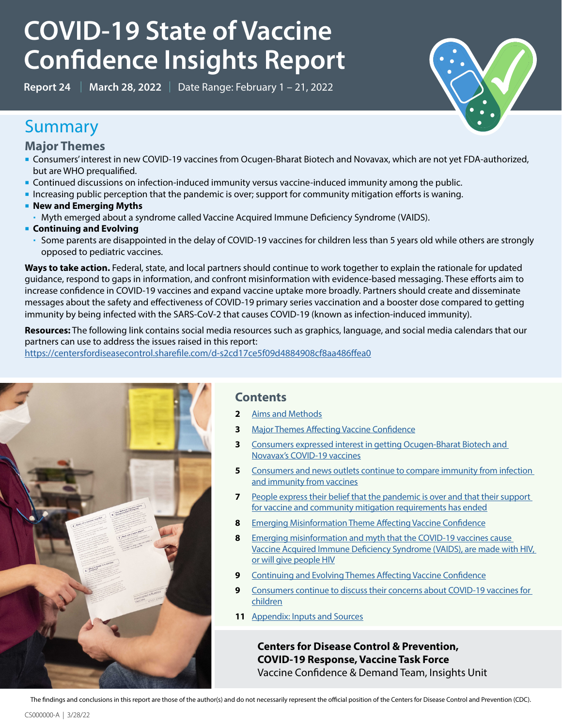# COVID-19 State of Vaccine Confidence Insights Report

**Report 24** | **March 28, 2022** | Date Range: February 1 – 21, 2022

## Summary

### Major Themes

- Consumers' interest in new COVID-19 vaccines from Ocugen-Bharat Biotech and Novavax, which are not yet FDA-authorized, but are WHO prequalified.
- Continued discussions on infection-induced immunity versus vaccine-induced immunity among the public.
- Increasing public perception that the pandemic is over; support for community mitigation efforts is waning.
- **New and Emerging Myths**
  - Myth emerged about a syndrome called Vaccine Acquired Immune Deficiency Syndrome (VAIDS).
- **Continuing and Evolving**
  - Some parents are disappointed in the delay of COVID-19 vaccines for children less than 5 years old while others are strongly opposed to pediatric vaccines.

**Ways to take action.** Federal, state, and local partners should continue to work together to explain the rationale for updated guidance, respond to gaps in information, and confront misinformation with evidence-based messaging. These efforts aim to increase confidence in COVID-19 vaccines and expand vaccine uptake more broadly. Partners should create and disseminate messages about the safety and effectiveness of COVID-19 primary series vaccination and a booster dose compared to getting immunity by being infected with the SARS-CoV-2 that causes COVID-19 (known as infection-induced immunity).

**Resources:** The following link contains social media resources such as graphics, language, and social media calendars that our partners can use to address the issues raised in this report: https://centersfordiseasecontrol.sharefile.com/d-s2cd17ce5f09d4884908cf8aa486ffea0

### Contents

- **2** Aims and Methods
- **3** Major Themes Affecting Vaccine Confidence
- **3** Consumers expressed interest in getting Ocugen-Bharat Biotech and Novavax's COVID-19 vaccines
- **5** Consumers and news outlets continue to compare immunity from infection and immunity from vaccines
- **7** People express their belief that the pandemic is over and that their support for vaccine and community mitigation requirements has ended
- **8** Emerging Misinformation Theme Affecting Vaccine Confidence
- **8** Emerging misinformation and myth that the COVID-19 vaccines cause Vaccine Acquired Immune Deficiency Syndrome (VAIDS), are made with HIV, or will give people HIV
- **9** Continuing and Evolving Themes Affecting Vaccine Confidence
- **9** Consumers continue to discuss their concerns about COVID-19 vaccines for children
- **11** Appendix: Inputs and Sources

**Centers for Disease Control & Prevention, COVID-19 Response, Vaccine Task Force**
Vaccine Confidence & Demand Team, Insights Unit

The findings and conclusions in this report are those of the author(s) and do not necessarily represent the official position of the Centers for Disease Control and Prevention (CDC).

CS000000-A | 3/28/22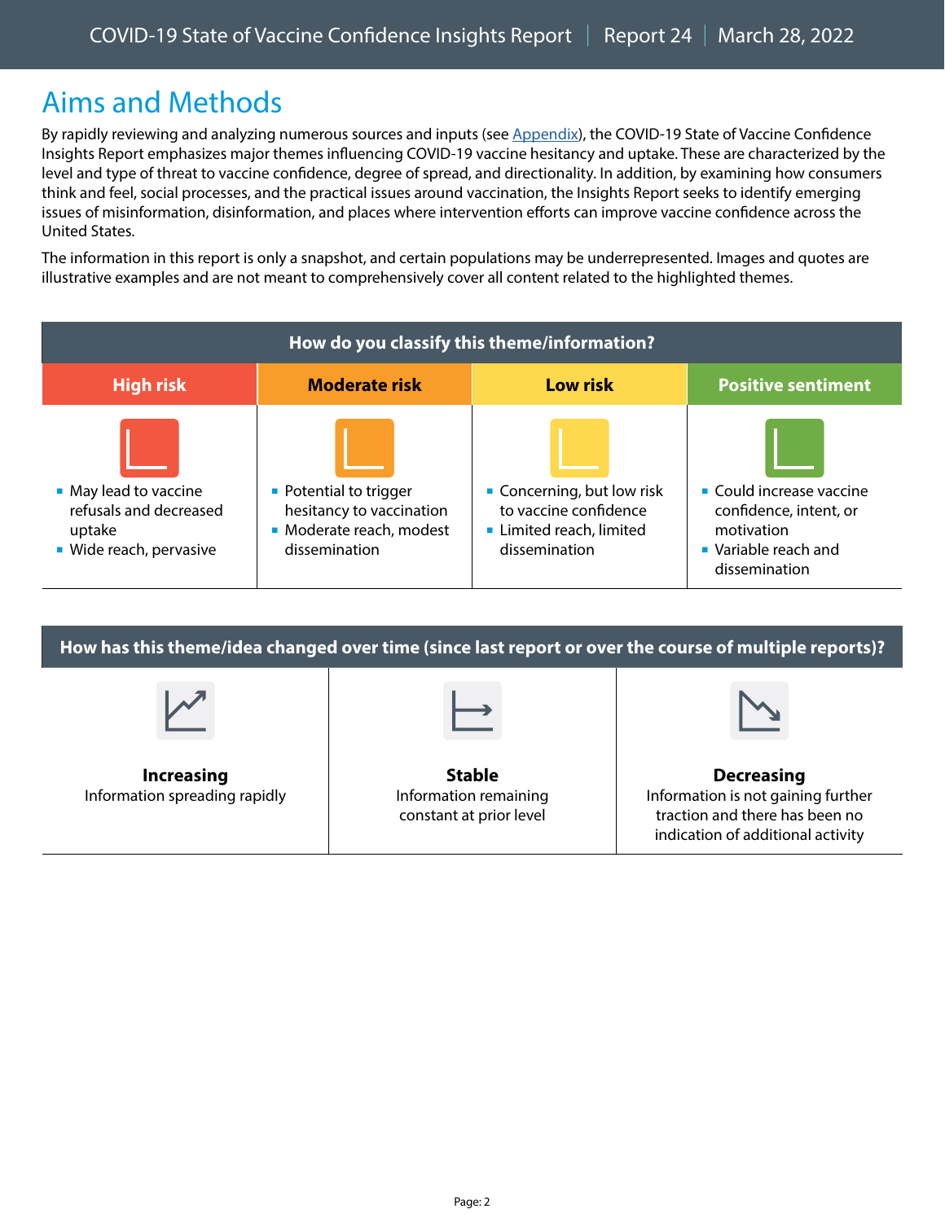# Aims and Methods

By rapidly reviewing and analyzing numerous sources and inputs (see Appendix), the COVID-19 State of Vaccine Confidence Insights Report emphasizes major themes influencing COVID-19 vaccine hesitancy and uptake. These are characterized by the level and type of threat to vaccine confidence, degree of spread, and directionality. In addition, by examining how consumers think and feel, social processes, and the practical issues around vaccination, the Insights Report seeks to identify emerging issues of misinformation, disinformation, and places where intervention efforts can improve vaccine confidence across the United States.

The information in this report is only a snapshot, and certain populations may be underrepresented. Images and quotes are illustrative examples and are not meant to comprehensively cover all content related to the highlighted themes.

**How do you classify this theme/information?**

| High risk | Moderate risk | Low risk | Positive sentiment |
|---|---|---|---|
| ▪ May lead to vaccine refusals and decreased uptake<br>▪ Wide reach, pervasive | ▪ Potential to trigger hesitancy to vaccination<br>▪ Moderate reach, modest dissemination | ▪ Concerning, but low risk to vaccine confidence<br>▪ Limited reach, limited dissemination | ▪ Could increase vaccine confidence, intent, or motivation<br>▪ Variable reach and dissemination |

**How has this theme/idea changed over time (since last report or over the course of multiple reports)?**

| Increasing | Stable | Decreasing |
|---|---|---|
| Information spreading rapidly | Information remaining constant at prior level | Information is not gaining further traction and there has been no indication of additional activity |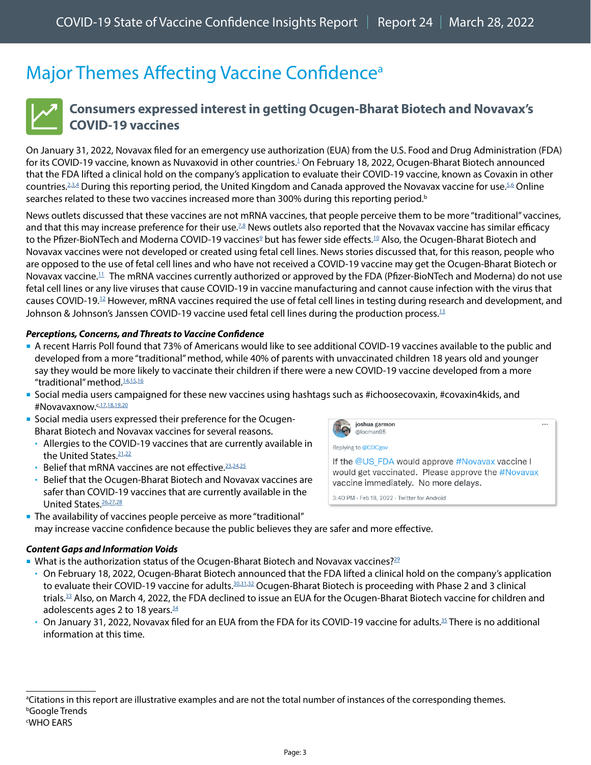# Major Themes Affecting Vaccine Confidence[a]

## Consumers expressed interest in getting Ocugen-Bharat Biotech and Novavax's COVID-19 vaccines

On January 31, 2022, Novavax filed for an emergency use authorization (EUA) from the U.S. Food and Drug Administration (FDA) for its COVID-19 vaccine, known as Nuvaxovid in other countries.[1] On February 18, 2022, Ocugen-Bharat Biotech announced that the FDA lifted a clinical hold on the company's application to evaluate their COVID-19 vaccine, known as Covaxin in other countries.[2,3,4] During this reporting period, the United Kingdom and Canada approved the Novavax vaccine for use.[5,6] Online searches related to these two vaccines increased more than 300% during this reporting period.[b]

News outlets discussed that these vaccines are not mRNA vaccines, that people perceive them to be more "traditional" vaccines, and that this may increase preference for their use.[7,8] News outlets also reported that the Novavax vaccine has similar efficacy to the Pfizer-BioNTech and Moderna COVID-19 vaccines[9] but has fewer side effects.[10] Also, the Ocugen-Bharat Biotech and Novavax vaccines were not developed or created using fetal cell lines. News stories discussed that, for this reason, people who are opposed to the use of fetal cell lines and who have not received a COVID-19 vaccine may get the Ocugen-Bharat Biotech or Novavax vaccine.[11] The mRNA vaccines currently authorized or approved by the FDA (Pfizer-BioNTech and Moderna) do not use fetal cell lines or any live viruses that cause COVID-19 in vaccine manufacturing and cannot cause infection with the virus that causes COVID-19.[12] However, mRNA vaccines required the use of fetal cell lines in testing during research and development, and Johnson & Johnson's Janssen COVID-19 vaccine used fetal cell lines during the production process.[13]

***Perceptions, Concerns, and Threats to Vaccine Confidence***

- A recent Harris Poll found that 73% of Americans would like to see additional COVID-19 vaccines available to the public and developed from a more "traditional" method, while 40% of parents with unvaccinated children 18 years old and younger say they would be more likely to vaccinate their children if there were a new COVID-19 vaccine developed from a more "traditional" method.[14,15,16]
- Social media users campaigned for these new vaccines using hashtags such as #ichoosecovaxin, #covaxin4kids, and #Novavaxnow.[c,17,18,19,20]
- Social media users expressed their preference for the Ocugen-Bharat Biotech and Novavax vaccines for several reasons.
  - Allergies to the COVID-19 vaccines that are currently available in the United States.[21,22]
  - Belief that mRNA vaccines are not effective.[23,24,25]
  - Belief that the Ocugen-Bharat Biotech and Novavax vaccines are safer than COVID-19 vaccines that are currently available in the United States.[26,27,28]
- The availability of vaccines people perceive as more "traditional" may increase vaccine confidence because the public believes they are safer and more effective.

> **joshua garmon** @locman95
> Replying to @CDCgov
> If the @US_FDA would approve #Novavax vaccine I would get vaccinated. Please approve the #Novavax vaccine immediately. No more delays.
> 3:40 PM · Feb 18, 2022 · Twitter for Android

***Content Gaps and Information Voids***

- What is the authorization status of the Ocugen-Bharat Biotech and Novavax vaccines?[29]
  - On February 18, 2022, Ocugen-Bharat Biotech announced that the FDA lifted a clinical hold on the company's application to evaluate their COVID-19 vaccine for adults.[30,31,32] Ocugen-Bharat Biotech is proceeding with Phase 2 and 3 clinical trials.[33] Also, on March 4, 2022, the FDA declined to issue an EUA for the Ocugen-Bharat Biotech vaccine for children and adolescents ages 2 to 18 years.[34]
  - On January 31, 2022, Novavax filed for an EUA from the FDA for its COVID-19 vaccine for adults.[35] There is no additional information at this time.

---

[a]Citations in this report are illustrative examples and are not the total number of instances of the corresponding themes.
[b]Google Trends
[c]WHO EARS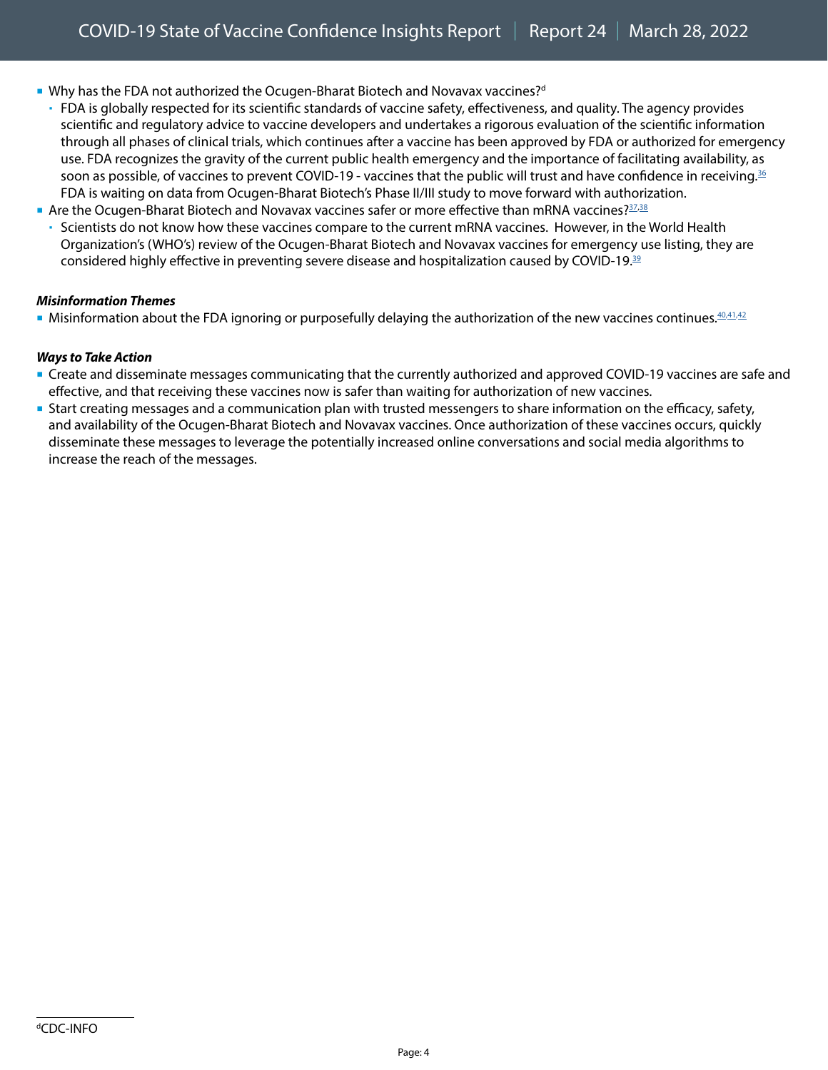- Why has the FDA not authorized the Ocugen-Bharat Biotech and Novavax vaccines?[d]
  - FDA is globally respected for its scientific standards of vaccine safety, effectiveness, and quality. The agency provides scientific and regulatory advice to vaccine developers and undertakes a rigorous evaluation of the scientific information through all phases of clinical trials, which continues after a vaccine has been approved by FDA or authorized for emergency use. FDA recognizes the gravity of the current public health emergency and the importance of facilitating availability, as soon as possible, of vaccines to prevent COVID-19 - vaccines that the public will trust and have confidence in receiving.[36] FDA is waiting on data from Ocugen-Bharat Biotech's Phase II/III study to move forward with authorization.
- Are the Ocugen-Bharat Biotech and Novavax vaccines safer or more effective than mRNA vaccines?[37,38]
  - Scientists do not know how these vaccines compare to the current mRNA vaccines. However, in the World Health Organization's (WHO's) review of the Ocugen-Bharat Biotech and Novavax vaccines for emergency use listing, they are considered highly effective in preventing severe disease and hospitalization caused by COVID-19.[39]

***Misinformation Themes***

- Misinformation about the FDA ignoring or purposefully delaying the authorization of the new vaccines continues.[40,41,42]

***Ways to Take Action***

- Create and disseminate messages communicating that the currently authorized and approved COVID-19 vaccines are safe and effective, and that receiving these vaccines now is safer than waiting for authorization of new vaccines.
- Start creating messages and a communication plan with trusted messengers to share information on the efficacy, safety, and availability of the Ocugen-Bharat Biotech and Novavax vaccines. Once authorization of these vaccines occurs, quickly disseminate these messages to leverage the potentially increased online conversations and social media algorithms to increase the reach of the messages.

---

[d] CDC-INFO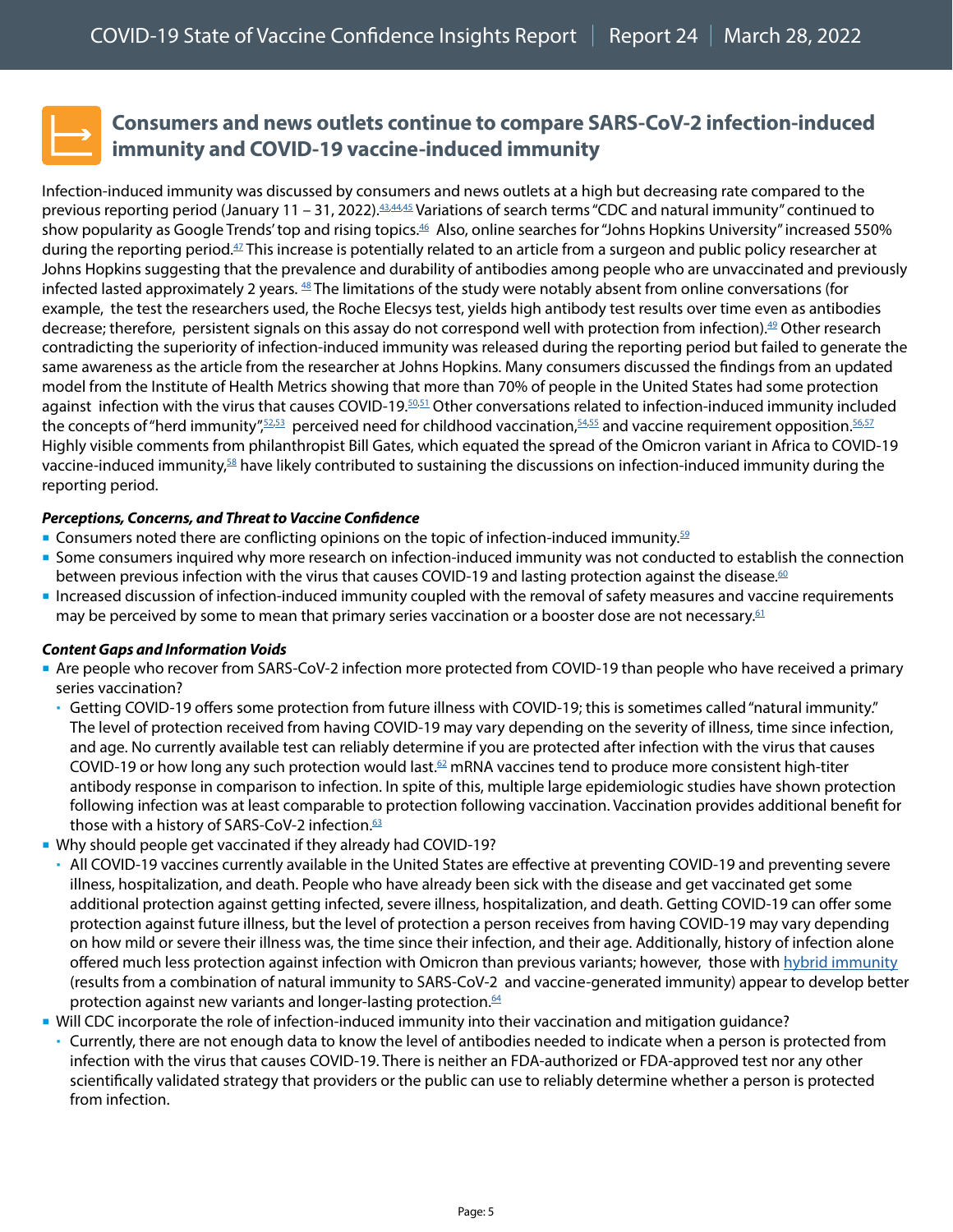## Consumers and news outlets continue to compare SARS-CoV-2 infection-induced immunity and COVID-19 vaccine-induced immunity

Infection-induced immunity was discussed by consumers and news outlets at a high but decreasing rate compared to the previous reporting period (January 11 – 31, 2022).[43,44,45] Variations of search terms "CDC and natural immunity" continued to show popularity as Google Trends' top and rising topics.[46] Also, online searches for "Johns Hopkins University" increased 550% during the reporting period.[47] This increase is potentially related to an article from a surgeon and public policy researcher at Johns Hopkins suggesting that the prevalence and durability of antibodies among people who are unvaccinated and previously infected lasted approximately 2 years. [48] The limitations of the study were notably absent from online conversations (for example, the test the researchers used, the Roche Elecsys test, yields high antibody test results over time even as antibodies decrease; therefore, persistent signals on this assay do not correspond well with protection from infection).[49] Other research contradicting the superiority of infection-induced immunity was released during the reporting period but failed to generate the same awareness as the article from the researcher at Johns Hopkins. Many consumers discussed the findings from an updated model from the Institute of Health Metrics showing that more than 70% of people in the United States had some protection against infection with the virus that causes COVID-19.[50,51] Other conversations related to infection-induced immunity included the concepts of "herd immunity",[52,53] perceived need for childhood vaccination,[54,55] and vaccine requirement opposition.[56,57] Highly visible comments from philanthropist Bill Gates, which equated the spread of the Omicron variant in Africa to COVID-19 vaccine-induced immunity,[58] have likely contributed to sustaining the discussions on infection-induced immunity during the reporting period.

***Perceptions, Concerns, and Threat to Vaccine Confidence***

- Consumers noted there are conflicting opinions on the topic of infection-induced immunity.[59]
- Some consumers inquired why more research on infection-induced immunity was not conducted to establish the connection between previous infection with the virus that causes COVID-19 and lasting protection against the disease.[60]
- Increased discussion of infection-induced immunity coupled with the removal of safety measures and vaccine requirements may be perceived by some to mean that primary series vaccination or a booster dose are not necessary.[61]

***Content Gaps and Information Voids***

- Are people who recover from SARS-CoV-2 infection more protected from COVID-19 than people who have received a primary series vaccination?
  - Getting COVID-19 offers some protection from future illness with COVID-19; this is sometimes called "natural immunity." The level of protection received from having COVID-19 may vary depending on the severity of illness, time since infection, and age. No currently available test can reliably determine if you are protected after infection with the virus that causes COVID-19 or how long any such protection would last.[62] mRNA vaccines tend to produce more consistent high-titer antibody response in comparison to infection. In spite of this, multiple large epidemiologic studies have shown protection following infection was at least comparable to protection following vaccination. Vaccination provides additional benefit for those with a history of SARS-CoV-2 infection.[63]
- Why should people get vaccinated if they already had COVID-19?
  - All COVID-19 vaccines currently available in the United States are effective at preventing COVID-19 and preventing severe illness, hospitalization, and death. People who have already been sick with the disease and get vaccinated get some additional protection against getting infected, severe illness, hospitalization, and death. Getting COVID-19 can offer some protection against future illness, but the level of protection a person receives from having COVID-19 may vary depending on how mild or severe their illness was, the time since their infection, and their age. Additionally, history of infection alone offered much less protection against infection with Omicron than previous variants; however, those with hybrid immunity (results from a combination of natural immunity to SARS-CoV-2 and vaccine-generated immunity) appear to develop better protection against new variants and longer-lasting protection.[64]
- Will CDC incorporate the role of infection-induced immunity into their vaccination and mitigation guidance?
  - Currently, there are not enough data to know the level of antibodies needed to indicate when a person is protected from infection with the virus that causes COVID-19. There is neither an FDA-authorized or FDA-approved test nor any other scientifically validated strategy that providers or the public can use to reliably determine whether a person is protected from infection.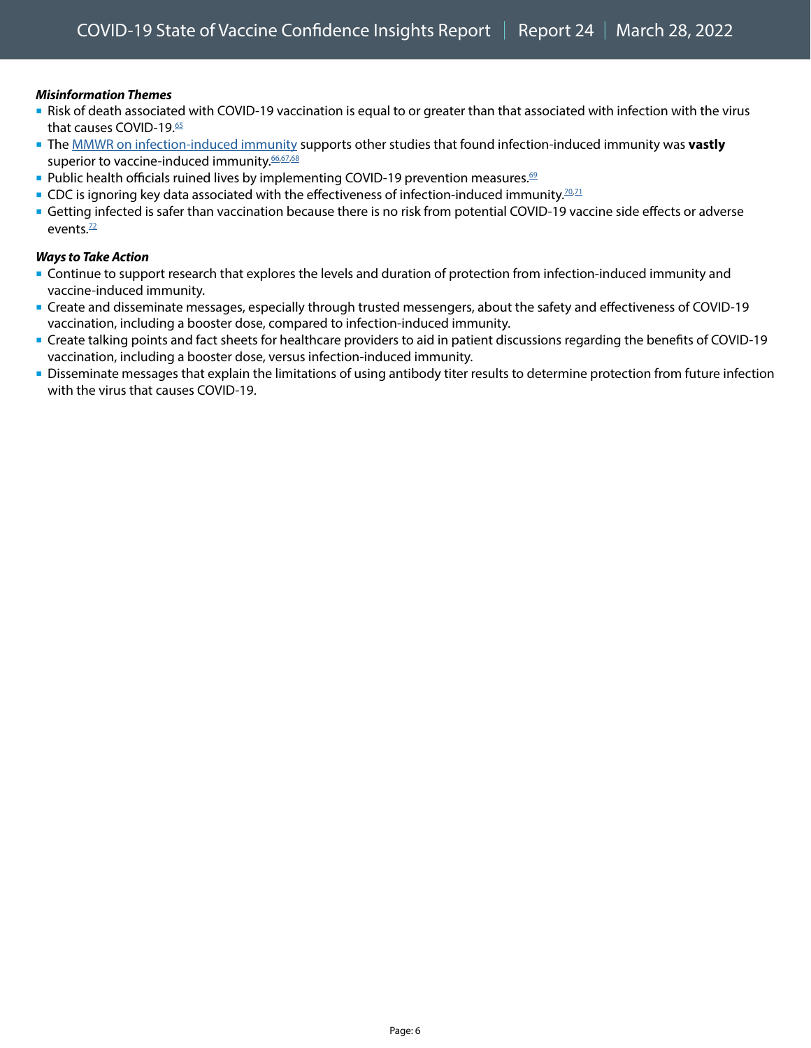***Misinformation Themes***

- Risk of death associated with COVID-19 vaccination is equal to or greater than that associated with infection with the virus that causes COVID-19.[65]
- The MMWR on infection-induced immunity supports other studies that found infection-induced immunity was **vastly** superior to vaccine-induced immunity.[66,67,68]
- Public health officials ruined lives by implementing COVID-19 prevention measures.[69]
- CDC is ignoring key data associated with the effectiveness of infection-induced immunity.[70,71]
- Getting infected is safer than vaccination because there is no risk from potential COVID-19 vaccine side effects or adverse events.[72]

***Ways to Take Action***

- Continue to support research that explores the levels and duration of protection from infection-induced immunity and vaccine-induced immunity.
- Create and disseminate messages, especially through trusted messengers, about the safety and effectiveness of COVID-19 vaccination, including a booster dose, compared to infection-induced immunity.
- Create talking points and fact sheets for healthcare providers to aid in patient discussions regarding the benefits of COVID-19 vaccination, including a booster dose, versus infection-induced immunity.
- Disseminate messages that explain the limitations of using antibody titer results to determine protection from future infection with the virus that causes COVID-19.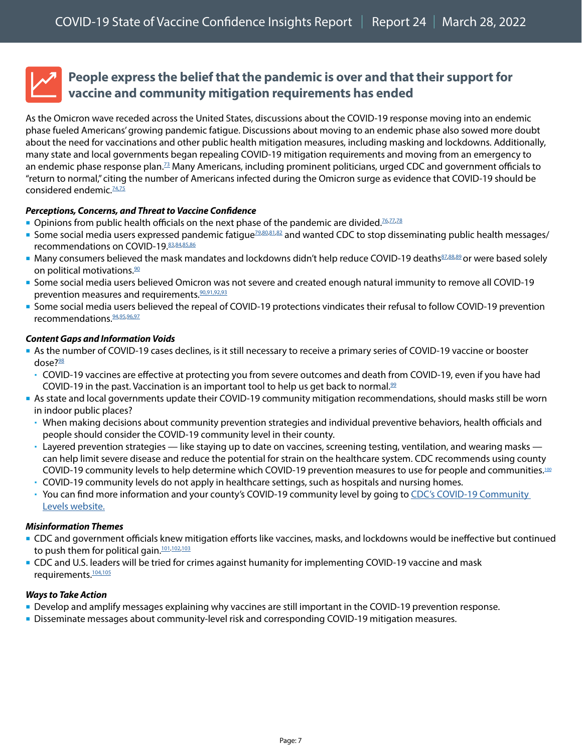## People express the belief that the pandemic is over and that their support for vaccine and community mitigation requirements has ended

As the Omicron wave receded across the United States, discussions about the COVID-19 response moving into an endemic phase fueled Americans' growing pandemic fatigue. Discussions about moving to an endemic phase also sowed more doubt about the need for vaccinations and other public health mitigation measures, including masking and lockdowns. Additionally, many state and local governments began repealing COVID-19 mitigation requirements and moving from an emergency to an endemic phase response plan.[73] Many Americans, including prominent politicians, urged CDC and government officials to "return to normal," citing the number of Americans infected during the Omicron surge as evidence that COVID-19 should be considered endemic.[74,75]

***Perceptions, Concerns, and Threat to Vaccine Confidence***

- Opinions from public health officials on the next phase of the pandemic are divided.[76,77,78]
- Some social media users expressed pandemic fatigue[79,80,81,82] and wanted CDC to stop disseminating public health messages/recommendations on COVID-19.[83,84,85,86]
- Many consumers believed the mask mandates and lockdowns didn't help reduce COVID-19 deaths[87,88,89] or were based solely on political motivations.[90]
- Some social media users believed Omicron was not severe and created enough natural immunity to remove all COVID-19 prevention measures and requirements.[90,91,92,93]
- Some social media users believed the repeal of COVID-19 protections vindicates their refusal to follow COVID-19 prevention recommendations.[94,95,96,97]

***Content Gaps and Information Voids***

- As the number of COVID-19 cases declines, is it still necessary to receive a primary series of COVID-19 vaccine or booster dose?[98]
  - COVID-19 vaccines are effective at protecting you from severe outcomes and death from COVID-19, even if you have had COVID-19 in the past. Vaccination is an important tool to help us get back to normal.[99]
- As state and local governments update their COVID-19 community mitigation recommendations, should masks still be worn in indoor public places?
  - When making decisions about community prevention strategies and individual preventive behaviors, health officials and people should consider the COVID-19 community level in their county.
  - Layered prevention strategies — like staying up to date on vaccines, screening testing, ventilation, and wearing masks — can help limit severe disease and reduce the potential for strain on the healthcare system. CDC recommends using county COVID-19 community levels to help determine which COVID-19 prevention measures to use for people and communities.[100]
  - COVID-19 community levels do not apply in healthcare settings, such as hospitals and nursing homes.
  - You can find more information and your county's COVID-19 community level by going to CDC's COVID-19 Community Levels website.

***Misinformation Themes***

- CDC and government officials knew mitigation efforts like vaccines, masks, and lockdowns would be ineffective but continued to push them for political gain.[101,102,103]
- CDC and U.S. leaders will be tried for crimes against humanity for implementing COVID-19 vaccine and mask requirements.[104,105]

***Ways to Take Action***

- Develop and amplify messages explaining why vaccines are still important in the COVID-19 prevention response.
- Disseminate messages about community-level risk and corresponding COVID-19 mitigation measures.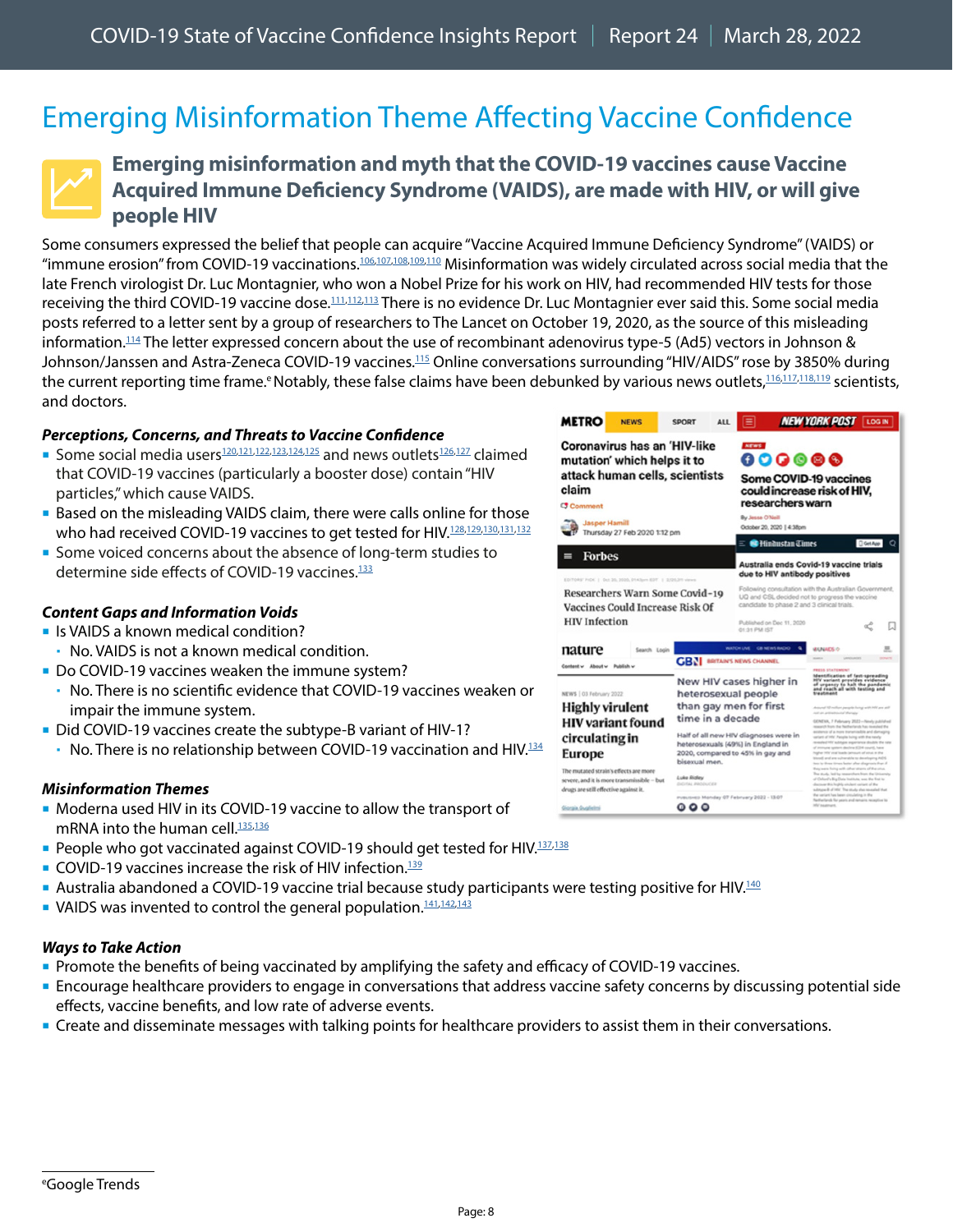## Emerging Misinformation Theme Affecting Vaccine Confidence

### Emerging misinformation and myth that the COVID-19 vaccines cause Vaccine Acquired Immune Deficiency Syndrome (VAIDS), are made with HIV, or will give people HIV

Some consumers expressed the belief that people can acquire "Vaccine Acquired Immune Deficiency Syndrome" (VAIDS) or "immune erosion" from COVID-19 vaccinations.[106,107,108,109,110] Misinformation was widely circulated across social media that the late French virologist Dr. Luc Montagnier, who won a Nobel Prize for his work on HIV, had recommended HIV tests for those receiving the third COVID-19 vaccine dose.[111,112,113] There is no evidence Dr. Luc Montagnier ever said this. Some social media posts referred to a letter sent by a group of researchers to The Lancet on October 19, 2020, as the source of this misleading information.[114] The letter expressed concern about the use of recombinant adenovirus type-5 (Ad5) vectors in Johnson & Johnson/Janssen and Astra-Zeneca COVID-19 vaccines.[115] Online conversations surrounding "HIV/AIDS" rose by 3850% during the current reporting time frame.[e] Notably, these false claims have been debunked by various news outlets,[116,117,118,119] scientists, and doctors.

***Perceptions, Concerns, and Threats to Vaccine Confidence***

- Some social media users[120,121,122,123,124,125] and news outlets[126,127] claimed that COVID-19 vaccines (particularly a booster dose) contain "HIV particles," which cause VAIDS.
- Based on the misleading VAIDS claim, there were calls online for those who had received COVID-19 vaccines to get tested for HIV.[128,129,130,131,132]
- Some voiced concerns about the absence of long-term studies to determine side effects of COVID-19 vaccines.[133]

***Content Gaps and Information Voids***

- Is VAIDS a known medical condition?
  - No. VAIDS is not a known medical condition.
- Do COVID-19 vaccines weaken the immune system?
  - No. There is no scientific evidence that COVID-19 vaccines weaken or impair the immune system.
- Did COVID-19 vaccines create the subtype-B variant of HIV-1?
  - No. There is no relationship between COVID-19 vaccination and HIV.[134]

***Misinformation Themes***

- Moderna used HIV in its COVID-19 vaccine to allow the transport of mRNA into the human cell.[135,136]
- People who got vaccinated against COVID-19 should get tested for HIV.[137,138]
- COVID-19 vaccines increase the risk of HIV infection.[139]
- Australia abandoned a COVID-19 vaccine trial because study participants were testing positive for HIV.[140]
- VAIDS was invented to control the general population.[141,142,143]

***Ways to Take Action***

- Promote the benefits of being vaccinated by amplifying the safety and efficacy of COVID-19 vaccines.
- Encourage healthcare providers to engage in conversations that address vaccine safety concerns by discussing potential side effects, vaccine benefits, and low rate of adverse events.
- Create and disseminate messages with talking points for healthcare providers to assist them in their conversations.

[e] Google Trends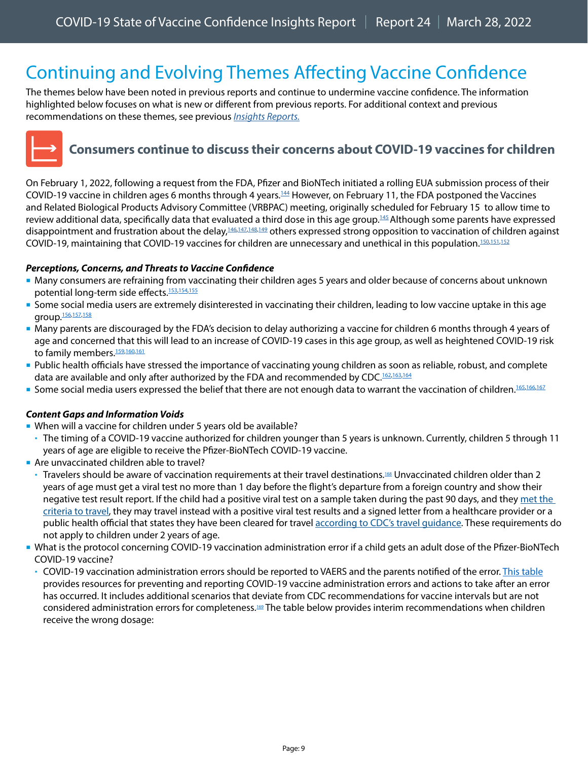# Continuing and Evolving Themes Affecting Vaccine Confidence

The themes below have been noted in previous reports and continue to undermine vaccine confidence. The information highlighted below focuses on what is new or different from previous reports. For additional context and previous recommendations on these themes, see previous *Insights Reports.*

## Consumers continue to discuss their concerns about COVID-19 vaccines for children

On February 1, 2022, following a request from the FDA, Pfizer and BioNTech initiated a rolling EUA submission process of their COVID-19 vaccine in children ages 6 months through 4 years.[144] However, on February 11, the FDA postponed the Vaccines and Related Biological Products Advisory Committee (VRBPAC) meeting, originally scheduled for February 15 to allow time to review additional data, specifically data that evaluated a third dose in this age group.[145] Although some parents have expressed disappointment and frustration about the delay,[146,147,148,149] others expressed strong opposition to vaccination of children against COVID-19, maintaining that COVID-19 vaccines for children are unnecessary and unethical in this population.[150,151,152]

***Perceptions, Concerns, and Threats to Vaccine Confidence***

- Many consumers are refraining from vaccinating their children ages 5 years and older because of concerns about unknown potential long-term side effects.[153,154,155]
- Some social media users are extremely disinterested in vaccinating their children, leading to low vaccine uptake in this age group.[156,157,158]
- Many parents are discouraged by the FDA's decision to delay authorizing a vaccine for children 6 months through 4 years of age and concerned that this will lead to an increase of COVID-19 cases in this age group, as well as heightened COVID-19 risk to family members.[159,160,161]
- Public health officials have stressed the importance of vaccinating young children as soon as reliable, robust, and complete data are available and only after authorized by the FDA and recommended by CDC.[162,163,164]
- Some social media users expressed the belief that there are not enough data to warrant the vaccination of children.[165,166,167]

***Content Gaps and Information Voids***

- When will a vaccine for children under 5 years old be available?
  - The timing of a COVID-19 vaccine authorized for children younger than 5 years is unknown. Currently, children 5 through 11 years of age are eligible to receive the Pfizer-BioNTech COVID-19 vaccine.
- Are unvaccinated children able to travel?
  - Travelers should be aware of vaccination requirements at their travel destinations.[168] Unvaccinated children older than 2 years of age must get a viral test no more than 1 day before the flight's departure from a foreign country and show their negative test result report. If the child had a positive viral test on a sample taken during the past 90 days, and they met the criteria to travel, they may travel instead with a positive viral test results and a signed letter from a healthcare provider or a public health official that states they have been cleared for travel according to CDC's travel guidance. These requirements do not apply to children under 2 years of age.
- What is the protocol concerning COVID-19 vaccination administration error if a child gets an adult dose of the Pfizer-BioNTech COVID-19 vaccine?
  - COVID-19 vaccination administration errors should be reported to VAERS and the parents notified of the error. This table provides resources for preventing and reporting COVID-19 vaccine administration errors and actions to take after an error has occurred. It includes additional scenarios that deviate from CDC recommendations for vaccine intervals but are not considered administration errors for completeness.[169] The table below provides interim recommendations when children receive the wrong dosage: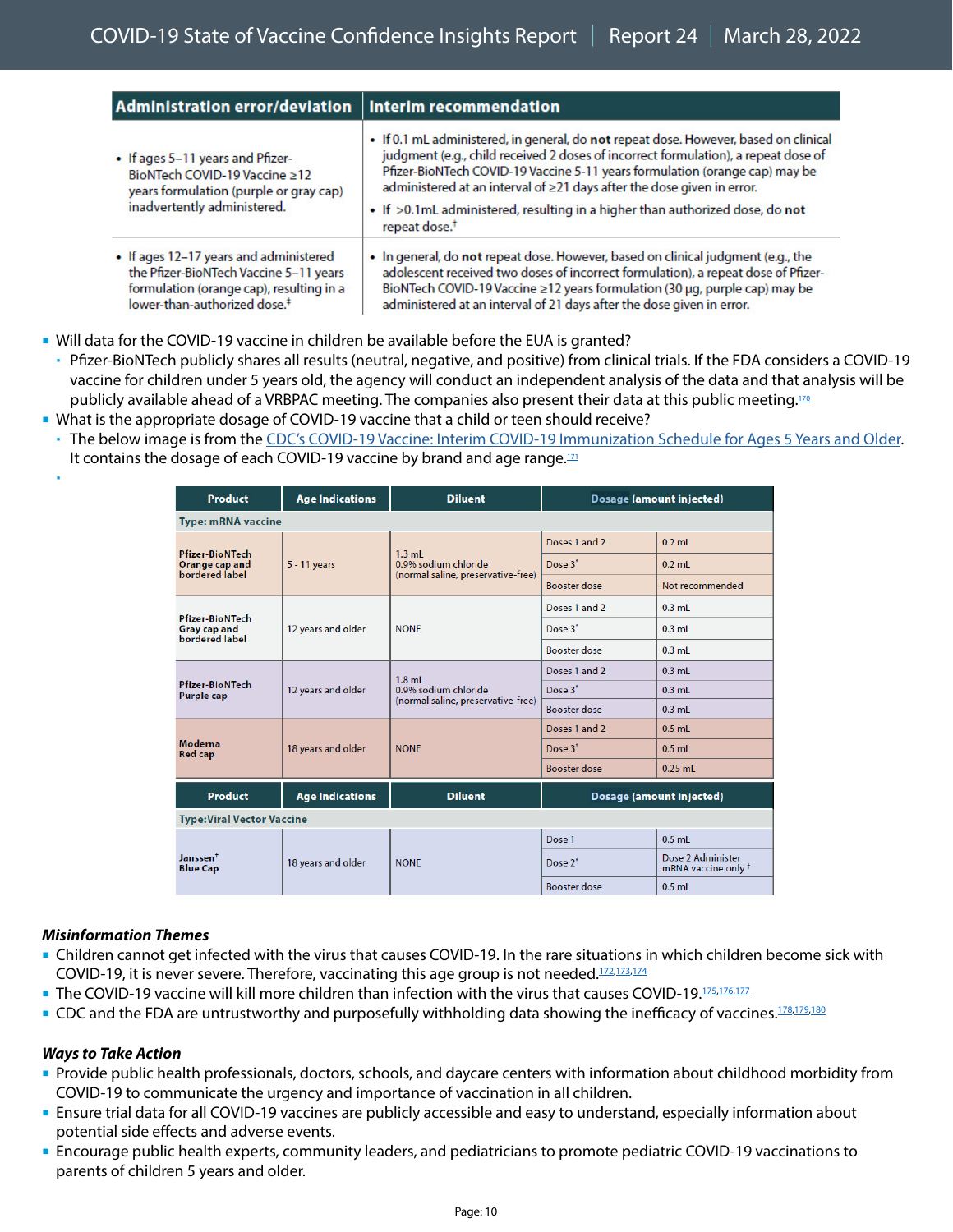| Administration error/deviation | Interim recommendation |
|---|---|
| • If ages 5–11 years and Pfizer-BioNTech COVID-19 Vaccine ≥12 years formulation (purple or gray cap) inadvertently administered. | • If 0.1 mL administered, in general, do **not** repeat dose. However, based on clinical judgment (e.g., child received 2 doses of incorrect formulation), a repeat dose of Pfizer-BioNTech COVID-19 Vaccine 5-11 years formulation (orange cap) may be administered at an interval of ≥21 days after the dose given in error. • If >0.1mL administered, resulting in a higher than authorized dose, do **not** repeat dose.† |
| • If ages 12–17 years and administered the Pfizer-BioNTech Vaccine 5–11 years formulation (orange cap), resulting in a lower-than-authorized dose.‡ | • In general, do **not** repeat dose. However, based on clinical judgment (e.g., the adolescent received two doses of incorrect formulation), a repeat dose of Pfizer-BioNTech COVID-19 Vaccine ≥12 years formulation (30 µg, purple cap) may be administered at an interval of 21 days after the dose given in error. |

- Will data for the COVID-19 vaccine in children be available before the EUA is granted?
  - Pfizer-BioNTech publicly shares all results (neutral, negative, and positive) from clinical trials. If the FDA considers a COVID-19 vaccine for children under 5 years old, the agency will conduct an independent analysis of the data and that analysis will be publicly available ahead of a VRBPAC meeting. The companies also present their data at this public meeting.[170]
- What is the appropriate dosage of COVID-19 vaccine that a child or teen should receive?
  - The below image is from the CDC's COVID-19 Vaccine: Interim COVID-19 Immunization Schedule for Ages 5 Years and Older. It contains the dosage of each COVID-19 vaccine by brand and age range.[171]

| Product | Age Indications | Diluent | Dosage (amount injected) | |
|---|---|---|---|---|
| **Type: mRNA vaccine** | | | | |
| Pfizer-BioNTech Orange cap and bordered label | 5 - 11 years | 1.3 mL 0.9% sodium chloride (normal saline, preservative-free) | Doses 1 and 2 | 0.2 mL |
| | | | Dose 3* | 0.2 mL |
| | | | Booster dose | Not recommended |
| Pfizer-BioNTech Gray cap and bordered label | 12 years and older | NONE | Doses 1 and 2 | 0.3 mL |
| | | | Dose 3* | 0.3 mL |
| | | | Booster dose | 0.3 mL |
| Pfizer-BioNTech Purple cap | 12 years and older | 1.8 mL 0.9% sodium chloride (normal saline, preservative-free) | Doses 1 and 2 | 0.3 mL |
| | | | Dose 3* | 0.3 mL |
| | | | Booster dose | 0.3 mL |
| Moderna Red cap | 18 years and older | NONE | Doses 1 and 2 | 0.5 mL |
| | | | Dose 3* | 0.5 mL |
| | | | Booster dose | 0.25 mL |
| **Type: Viral Vector Vaccine** | | | | |
| Janssen† Blue Cap | 18 years and older | NONE | Dose 1 | 0.5 mL |
| | | | Dose 2* | Dose 2 Administer mRNA vaccine only ‡ |
| | | | Booster dose | 0.5 mL |

***Misinformation Themes***

- Children cannot get infected with the virus that causes COVID-19. In the rare situations in which children become sick with COVID-19, it is never severe. Therefore, vaccinating this age group is not needed.[172,173,174]
- The COVID-19 vaccine will kill more children than infection with the virus that causes COVID-19.[175,176,177]
- CDC and the FDA are untrustworthy and purposefully withholding data showing the inefficacy of vaccines.[178,179,180]

***Ways to Take Action***

- Provide public health professionals, doctors, schools, and daycare centers with information about childhood morbidity from COVID-19 to communicate the urgency and importance of vaccination in all children.
- Ensure trial data for all COVID-19 vaccines are publicly accessible and easy to understand, especially information about potential side effects and adverse events.
- Encourage public health experts, community leaders, and pediatricians to promote pediatric COVID-19 vaccinations to parents of children 5 years and older.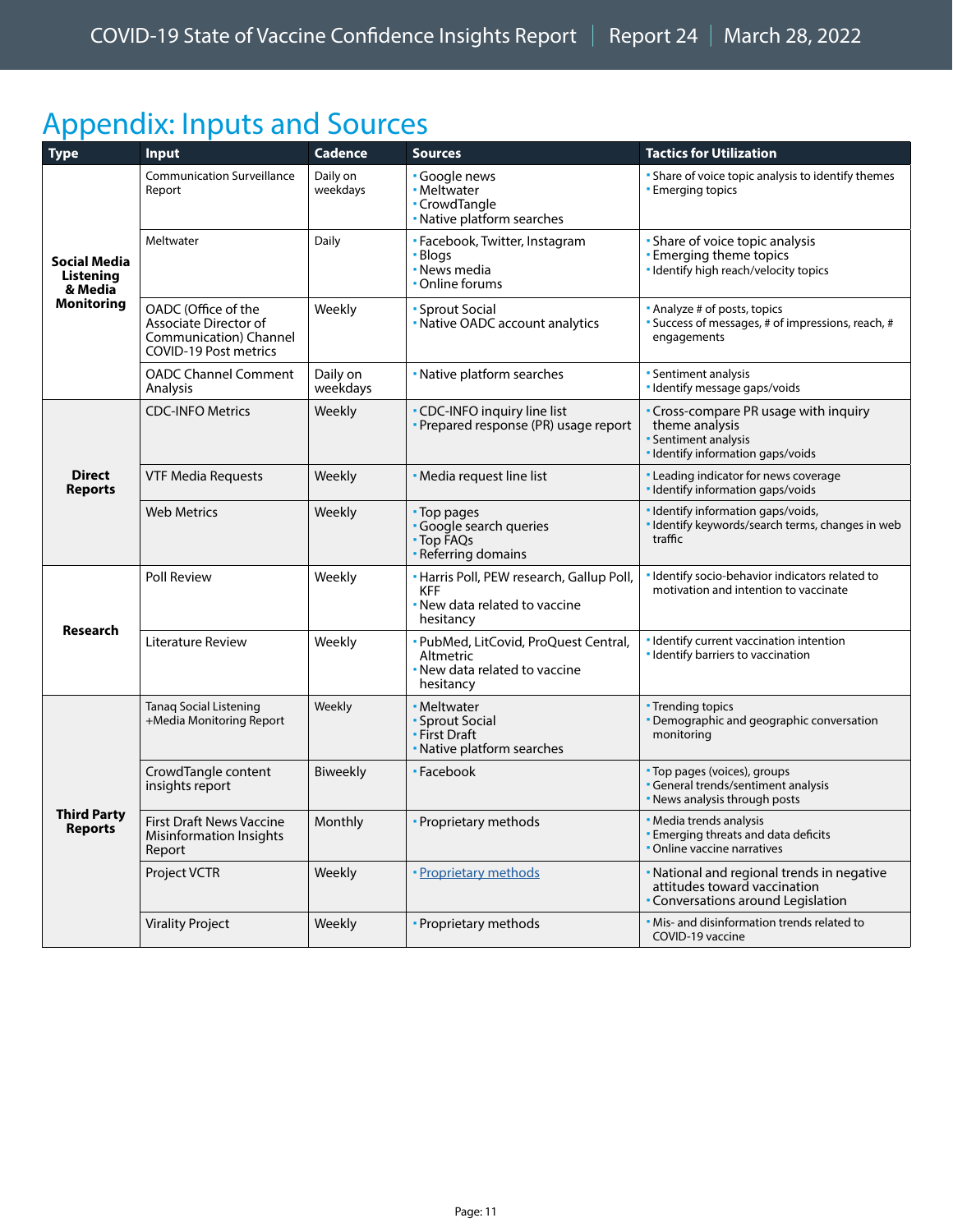# Appendix: Inputs and Sources

| Type | Input | Cadence | Sources | Tactics for Utilization |
|---|---|---|---|---|
| Social Media Listening & Media Monitoring | Communication Surveillance Report | Daily on weekdays | • Google news<br>• Meltwater<br>• CrowdTangle<br>• Native platform searches | • Share of voice topic analysis to identify themes<br>• Emerging topics |
| | Meltwater | Daily | • Facebook, Twitter, Instagram<br>• Blogs<br>• News media<br>• Online forums | • Share of voice topic analysis<br>• Emerging theme topics<br>• Identify high reach/velocity topics |
| | OADC (Office of the Associate Director of Communication) Channel COVID-19 Post metrics | Weekly | • Sprout Social<br>• Native OADC account analytics | • Analyze # of posts, topics<br>• Success of messages, # of impressions, reach, # engagements |
| | OADC Channel Comment Analysis | Daily on weekdays | • Native platform searches | • Sentiment analysis<br>• Identify message gaps/voids |
| Direct Reports | CDC-INFO Metrics | Weekly | • CDC-INFO inquiry line list<br>• Prepared response (PR) usage report | • Cross-compare PR usage with inquiry theme analysis<br>• Sentiment analysis<br>• Identify information gaps/voids |
| | VTF Media Requests | Weekly | • Media request line list | • Leading indicator for news coverage<br>• Identify information gaps/voids |
| | Web Metrics | Weekly | • Top pages<br>• Google search queries<br>• Top FAQs<br>• Referring domains | • Identify information gaps/voids,<br>• Identify keywords/search terms, changes in web traffic |
| Research | Poll Review | Weekly | • Harris Poll, PEW research, Gallup Poll, KFF<br>• New data related to vaccine hesitancy | • Identify socio-behavior indicators related to motivation and intention to vaccinate |
| | Literature Review | Weekly | • PubMed, LitCovid, ProQuest Central, Altmetric<br>• New data related to vaccine hesitancy | • Identify current vaccination intention<br>• Identify barriers to vaccination |
| Third Party Reports | Tanaq Social Listening +Media Monitoring Report | Weekly | • Meltwater<br>• Sprout Social<br>• First Draft<br>• Native platform searches | • Trending topics<br>• Demographic and geographic conversation monitoring |
| | CrowdTangle content insights report | Biweekly | • Facebook | • Top pages (voices), groups<br>• General trends/sentiment analysis<br>• News analysis through posts |
| | First Draft News Vaccine Misinformation Insights Report | Monthly | • Proprietary methods | • Media trends analysis<br>• Emerging threats and data deficits<br>• Online vaccine narratives |
| | Project VCTR | Weekly | • Proprietary methods | • National and regional trends in negative attitudes toward vaccination<br>• Conversations around Legislation |
| | Virality Project | Weekly | • Proprietary methods | • Mis- and disinformation trends related to COVID-19 vaccine |